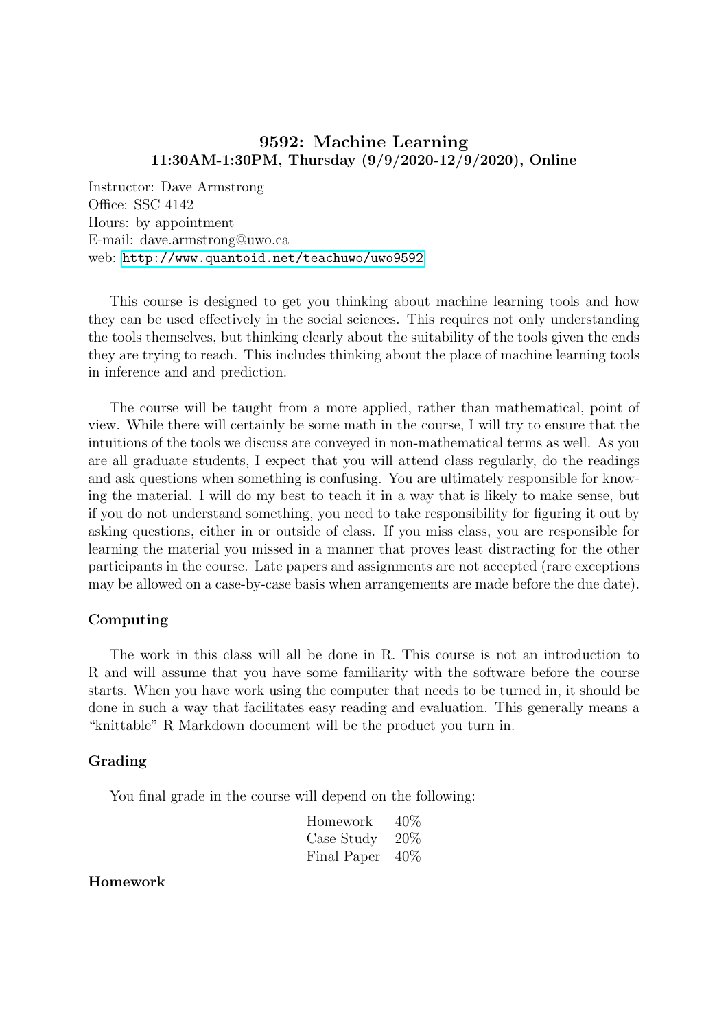# 9592: Machine Learning
## 11:30AM-1:30PM, Thursday (9/9/2020-12/9/2020), Online

Instructor: Dave Armstrong  
Office: SSC 4142  
Hours: by appointment  
E-mail: dave.armstrong@uwo.ca  
web: http://www.quantoid.net/teachuwo/uwo9592

This course is designed to get you thinking about machine learning tools and how they can be used effectively in the social sciences. This requires not only understanding the tools themselves, but thinking clearly about the suitability of the tools given the ends they are trying to reach. This includes thinking about the place of machine learning tools in inference and and prediction.

The course will be taught from a more applied, rather than mathematical, point of view. While there will certainly be some math in the course, I will try to ensure that the intuitions of the tools we discuss are conveyed in non-mathematical terms as well. As you are all graduate students, I expect that you will attend class regularly, do the readings and ask questions when something is confusing. You are ultimately responsible for knowing the material. I will do my best to teach it in a way that is likely to make sense, but if you do not understand something, you need to take responsibility for figuring it out by asking questions, either in or outside of class. If you miss class, you are responsible for learning the material you missed in a manner that proves least distracting for the other participants in the course. Late papers and assignments are not accepted (rare exceptions may be allowed on a case-by-case basis when arrangements are made before the due date).

### Computing

The work in this class will all be done in R. This course is not an introduction to R and will assume that you have some familiarity with the software before the course starts. When you have work using the computer that needs to be turned in, it should be done in such a way that facilitates easy reading and evaluation. This generally means a "knittable" R Markdown document will be the product you turn in.

### Grading

You final grade in the course will depend on the following:

| | |
|---|---|
| Homework | 40% |
| Case Study | 20% |
| Final Paper | 40% |

### Homework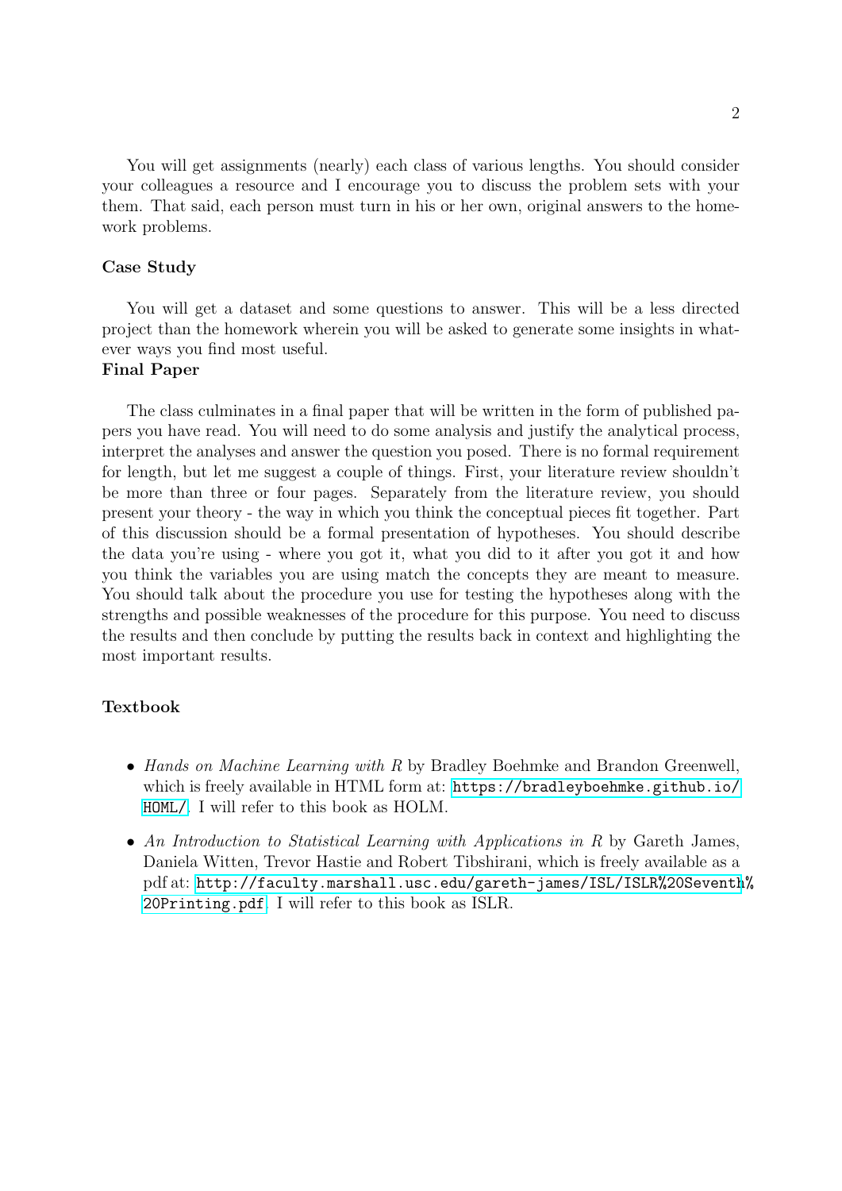You will get assignments (nearly) each class of various lengths. You should consider your colleagues a resource and I encourage you to discuss the problem sets with your them. That said, each person must turn in his or her own, original answers to the homework problems.

**Case Study**

You will get a dataset and some questions to answer. This will be a less directed project than the homework wherein you will be asked to generate some insights in whatever ways you find most useful.

**Final Paper**

The class culminates in a final paper that will be written in the form of published papers you have read. You will need to do some analysis and justify the analytical process, interpret the analyses and answer the question you posed. There is no formal requirement for length, but let me suggest a couple of things. First, your literature review shouldn't be more than three or four pages. Separately from the literature review, you should present your theory - the way in which you think the conceptual pieces fit together. Part of this discussion should be a formal presentation of hypotheses. You should describe the data you're using - where you got it, what you did to it after you got it and how you think the variables you are using match the concepts they are meant to measure. You should talk about the procedure you use for testing the hypotheses along with the strengths and possible weaknesses of the procedure for this purpose. You need to discuss the results and then conclude by putting the results back in context and highlighting the most important results.

**Textbook**

- *Hands on Machine Learning with R* by Bradley Boehmke and Brandon Greenwell, which is freely available in HTML form at: `https://bradleyboehmke.github.io/HOML/`. I will refer to this book as HOLM.
- *An Introduction to Statistical Learning with Applications in R* by Gareth James, Daniela Witten, Trevor Hastie and Robert Tibshirani, which is freely available as a pdf at: `http://faculty.marshall.usc.edu/gareth-james/ISL/ISLR%20Seventh%20Printing.pdf`. I will refer to this book as ISLR.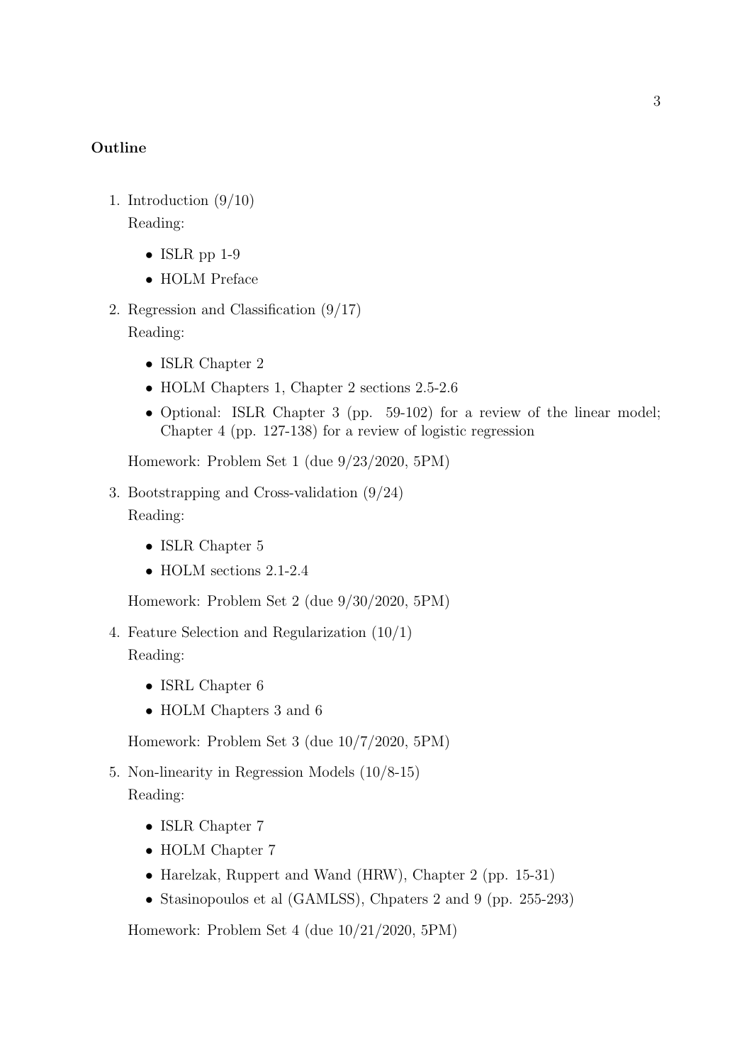**Outline**

1. Introduction (9/10)

   Reading:

   - ISLR pp 1-9
   - HOLM Preface

2. Regression and Classification (9/17)

   Reading:

   - ISLR Chapter 2
   - HOLM Chapters 1, Chapter 2 sections 2.5-2.6
   - Optional: ISLR Chapter 3 (pp. 59-102) for a review of the linear model; Chapter 4 (pp. 127-138) for a review of logistic regression

   Homework: Problem Set 1 (due 9/23/2020, 5PM)

3. Bootstrapping and Cross-validation (9/24)

   Reading:

   - ISLR Chapter 5
   - HOLM sections 2.1-2.4

   Homework: Problem Set 2 (due 9/30/2020, 5PM)

4. Feature Selection and Regularization (10/1)

   Reading:

   - ISRL Chapter 6
   - HOLM Chapters 3 and 6

   Homework: Problem Set 3 (due 10/7/2020, 5PM)

5. Non-linearity in Regression Models (10/8-15)

   Reading:

   - ISLR Chapter 7
   - HOLM Chapter 7
   - Harelzak, Ruppert and Wand (HRW), Chapter 2 (pp. 15-31)
   - Stasinopoulos et al (GAMLSS), Chpaters 2 and 9 (pp. 255-293)

   Homework: Problem Set 4 (due 10/21/2020, 5PM)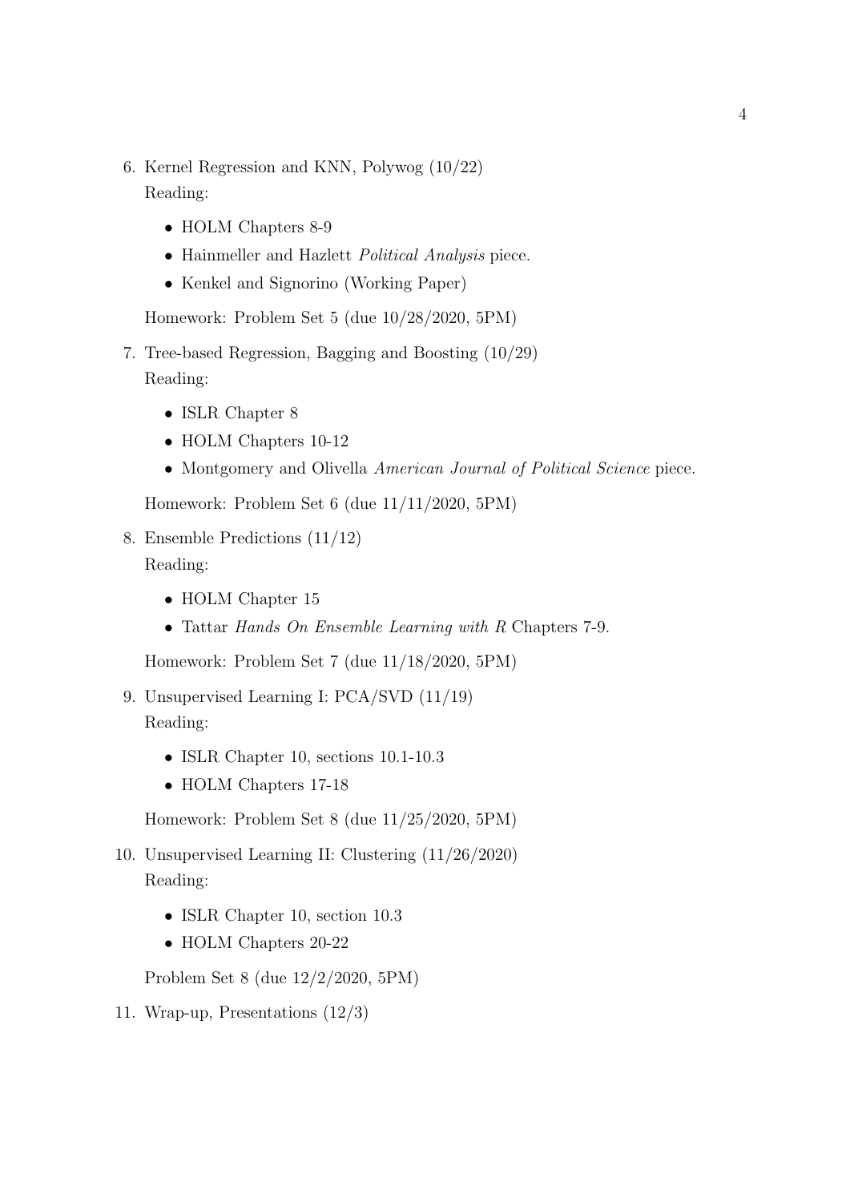6. Kernel Regression and KNN, Polywog (10/22)

   Reading:

   - HOLM Chapters 8-9
   - Hainmeller and Hazlett *Political Analysis* piece.
   - Kenkel and Signorino (Working Paper)

   Homework: Problem Set 5 (due 10/28/2020, 5PM)

7. Tree-based Regression, Bagging and Boosting (10/29)

   Reading:

   - ISLR Chapter 8
   - HOLM Chapters 10-12
   - Montgomery and Olivella *American Journal of Political Science* piece.

   Homework: Problem Set 6 (due 11/11/2020, 5PM)

8. Ensemble Predictions (11/12)

   Reading:

   - HOLM Chapter 15
   - Tattar *Hands On Ensemble Learning with R* Chapters 7-9.

   Homework: Problem Set 7 (due 11/18/2020, 5PM)

9. Unsupervised Learning I: PCA/SVD (11/19)

   Reading:

   - ISLR Chapter 10, sections 10.1-10.3
   - HOLM Chapters 17-18

   Homework: Problem Set 8 (due 11/25/2020, 5PM)

10. Unsupervised Learning II: Clustering (11/26/2020)

    Reading:

    - ISLR Chapter 10, section 10.3
    - HOLM Chapters 20-22

    Problem Set 8 (due 12/2/2020, 5PM)

11. Wrap-up, Presentations (12/3)